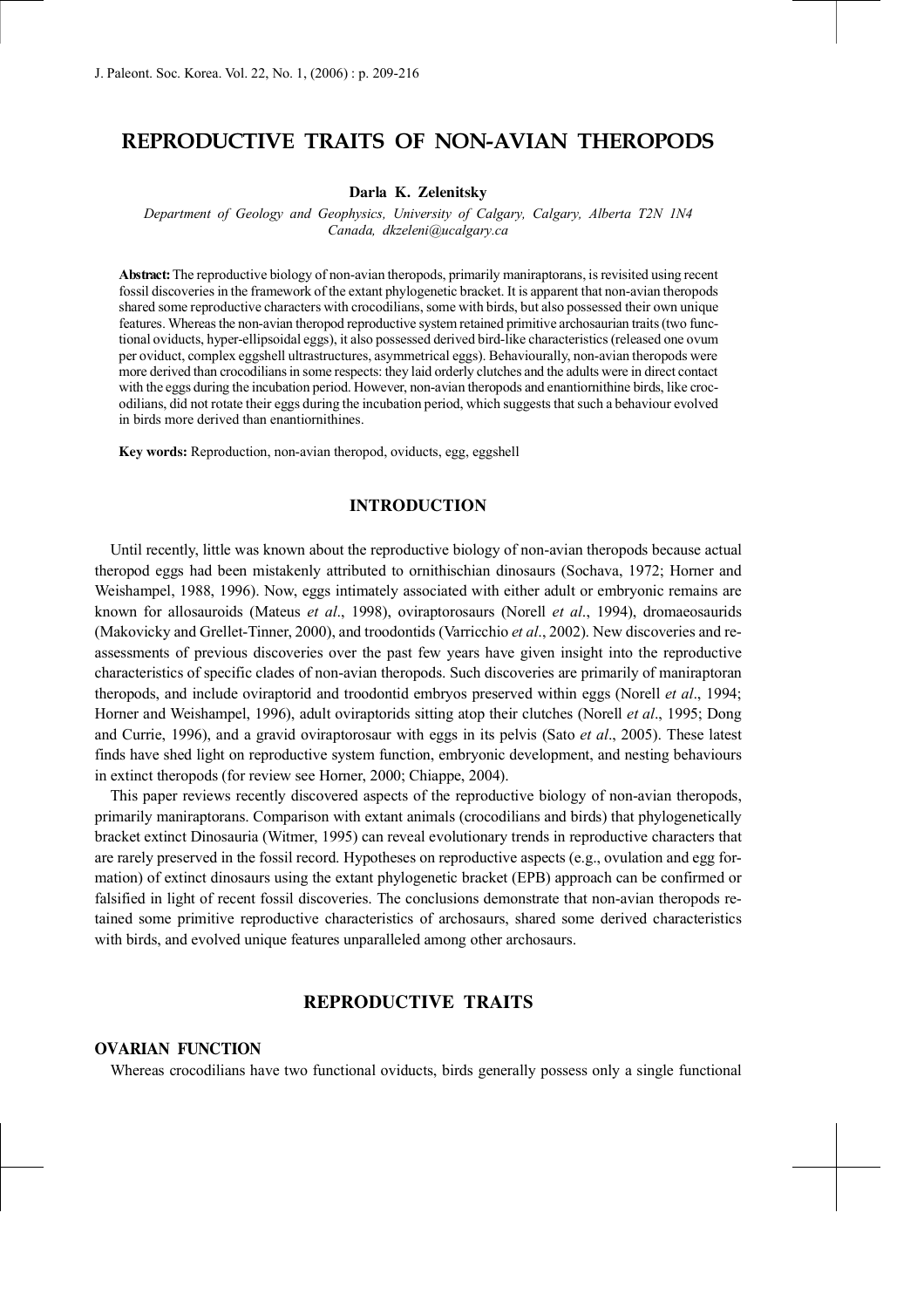# REPRODUCTIVE TRAITS OF NON-AVIAN THEROPODS

**Darla K. Zelenitsky**

*Department of Geology and Geophysics, University of Calgary, Calgary, Alberta T2N 1N4 Canada, dkzeleni@ucalgary.ca*

**Abstract:** The reproductive biology of non-avian theropods, primarily maniraptorans, is revisited using recent fossil discoveries in the framework of the extant phylogenetic bracket. It is apparent that non-avian theropods shared some reproductive characters with crocodilians, some with birds, but also possessed their own unique features. Whereas the non-avian theropod reproductive system retained primitive archosaurian traits (two functional oviducts, hyper-ellipsoidal eggs), it also possessed derived bird-like characteristics (released one ovum per oviduct, complex eggshell ultrastructures, asymmetrical eggs). Behaviourally, non-avian theropods were more derived than crocodilians in some respects: they laid orderly clutches and the adults were in direct contact with the eggs during the incubation period. However, non-avian theropods and enantiornithine birds, like crocodilians, did not rotate their eggs during the incubation period, which suggests that such a behaviour evolved in birds more derived than enantiornithines.

**Key words:** Reproduction, non-avian theropod, oviducts, egg, eggshell

## INTRODUCTION

Until recently, little was known about the reproductive biology of non-avian theropods because actual theropod eggs had been mistakenly attributed to ornithischian dinosaurs (Sochava, 1972; Horner and Weishampel, 1988, 1996). Now, eggs intimately associated with either adult or embryonic remains are known for allosauroids (Mateus *et al*., 1998), oviraptorosaurs (Norell *et al*., 1994), dromaeosaurids (Makovicky and Grellet-Tinner, 2000), and troodontids (Varricchio *et al*., 2002). New discoveries and reassessments of previous discoveries over the past few years have given insight into the reproductive characteristics of specific clades of non-avian theropods. Such discoveries are primarily of maniraptoran theropods, and include oviraptorid and troodontid embryos preserved within eggs (Norell *et al*., 1994; Horner and Weishampel, 1996), adult oviraptorids sitting atop their clutches (Norell *et al*., 1995; Dong and Currie, 1996), and a gravid oviraptorosaur with eggs in its pelvis (Sato *et al*., 2005). These latest finds have shed light on reproductive system function, embryonic development, and nesting behaviours in extinct theropods (for review see Horner, 2000; Chiappe, 2004).

This paper reviews recently discovered aspects of the reproductive biology of non-avian theropods, primarily maniraptorans. Comparison with extant animals (crocodilians and birds) that phylogenetically bracket extinct Dinosauria (Witmer, 1995) can reveal evolutionary trends in reproductive characters that are rarely preserved in the fossil record. Hypotheses on reproductive aspects (e.g., ovulation and egg formation) of extinct dinosaurs using the extant phylogenetic bracket (EPB) approach can be confirmed or falsified in light of recent fossil discoveries. The conclusions demonstrate that non-avian theropods retained some primitive reproductive characteristics of archosaurs, shared some derived characteristics with birds, and evolved unique features unparalleled among other archosaurs.

## REPRODUCTIVE TRAITS

### OVARIAN FUNCTION

Whereas crocodilians have two functional oviducts, birds generally possess only a single functional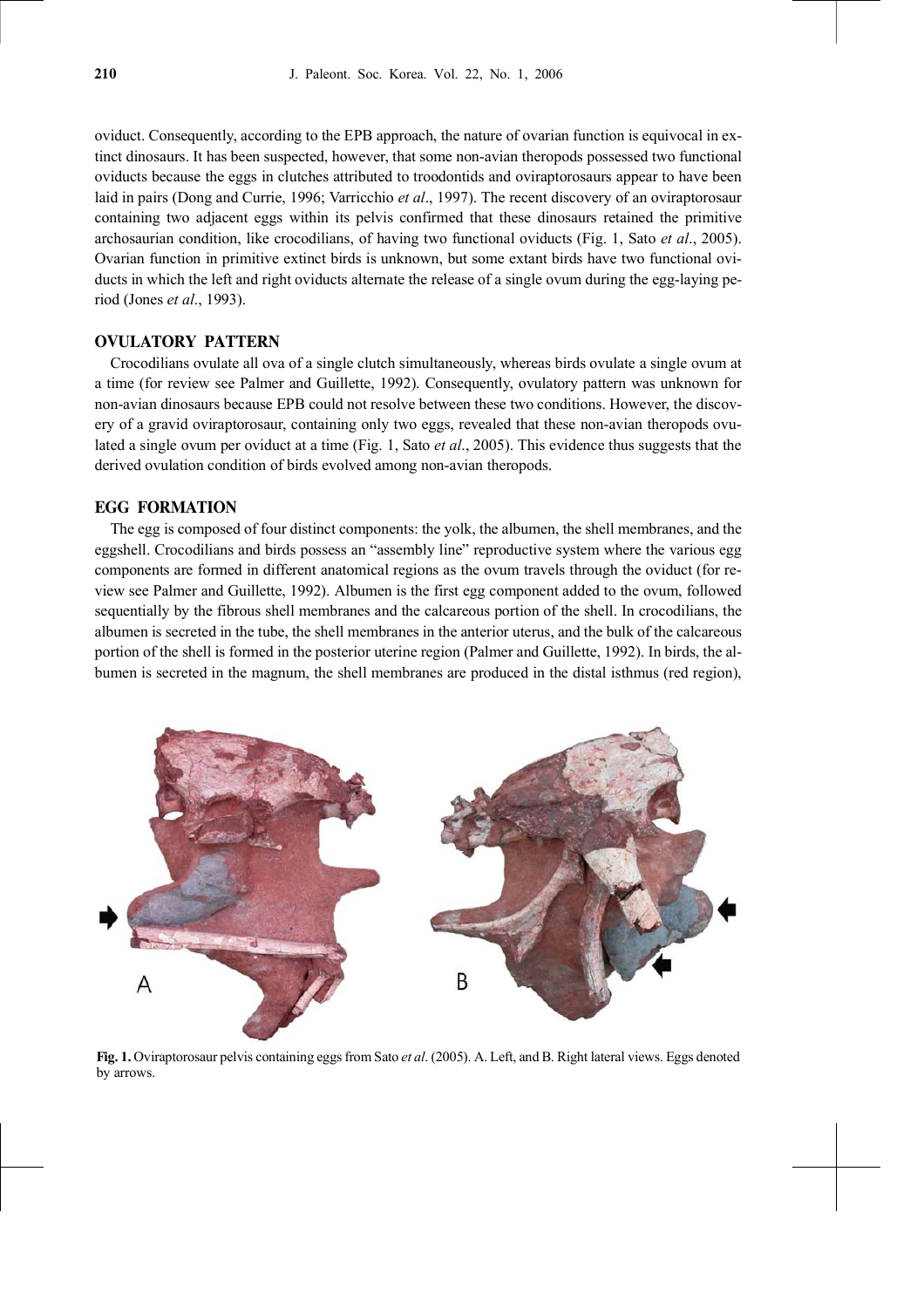oviduct. Consequently, according to the EPB approach, the nature of ovarian function is equivocal in extinct dinosaurs. It has been suspected, however, that some non-avian theropods possessed two functional oviducts because the eggs in clutches attributed to troodontids and oviraptorosaurs appear to have been laid in pairs (Dong and Currie, 1996; Varricchio *et al*., 1997). The recent discovery of an oviraptorosaur containing two adjacent eggs within its pelvis confirmed that these dinosaurs retained the primitive archosaurian condition, like crocodilians, of having two functional oviducts (Fig. 1, Sato *et al*., 2005). Ovarian function in primitive extinct birds is unknown, but some extant birds have two functional oviducts in which the left and right oviducts alternate the release of a single ovum during the egg-laying period (Jones *et al*., 1993).

## OVULATORY PATTERN

Crocodilians ovulate all ova of a single clutch simultaneously, whereas birds ovulate a single ovum at a time (for review see Palmer and Guillette, 1992). Consequently, ovulatory pattern was unknown for non-avian dinosaurs because EPB could not resolve between these two conditions. However, the discovery of a gravid oviraptorosaur, containing only two eggs, revealed that these non-avian theropods ovulated a single ovum per oviduct at a time (Fig. 1, Sato *et al*., 2005). This evidence thus suggests that the derived ovulation condition of birds evolved among non-avian theropods.

## EGG FORMATION

The egg is composed of four distinct components: the yolk, the albumen, the shell membranes, and the eggshell. Crocodilians and birds possess an "assembly line" reproductive system where the various egg components are formed in different anatomical regions as the ovum travels through the oviduct (for review see Palmer and Guillette, 1992). Albumen is the first egg component added to the ovum, followed sequentially by the fibrous shell membranes and the calcareous portion of the shell. In crocodilians, the albumen is secreted in the tube, the shell membranes in the anterior uterus, and the bulk of the calcareous portion of the shell is formed in the posterior uterine region (Palmer and Guillette, 1992). In birds, the albumen is secreted in the magnum, the shell membranes are produced in the distal isthmus (red region),

**Fig. 1.** Oviraptorosaur pelvis containing eggs from Sato *et al*. (2005). A. Left, and B. Right lateral views. Eggs denoted by arrows.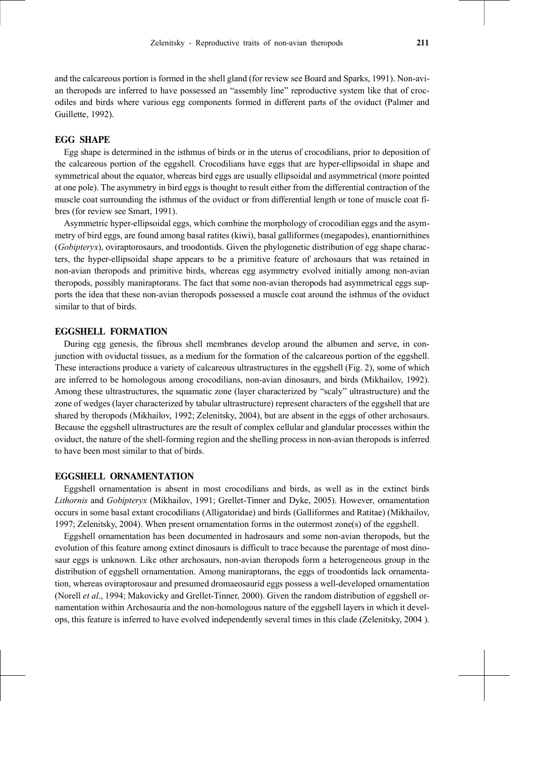and the calcareous portion is formed in the shell gland (for review see Board and Sparks, 1991). Non-avian theropods are inferred to have possessed an "assembly line" reproductive system like that of crocodiles and birds where various egg components formed in different parts of the oviduct (Palmer and Guillette, 1992).

## EGG SHAPE

Egg shape is determined in the isthmus of birds or in the uterus of crocodilians, prior to deposition of the calcareous portion of the eggshell. Crocodilians have eggs that are hyper-ellipsoidal in shape and symmetrical about the equator, whereas bird eggs are usually ellipsoidal and asymmetrical (more pointed at one pole). The asymmetry in bird eggs is thought to result either from the differential contraction of the muscle coat surrounding the isthmus of the oviduct or from differential length or tone of muscle coat fibres (for review see Smart, 1991).

Asymmetric hyper-ellipsoidal eggs, which combine the morphology of crocodilian eggs and the asymmetry of bird eggs, are found among basal ratites (kiwi), basal galliformes (megapodes), enantiornithines (*Gobipteryx*), oviraptorosaurs, and troodontids. Given the phylogenetic distribution of egg shape characters, the hyper-ellipsoidal shape appears to be a primitive feature of archosaurs that was retained in non-avian theropods and primitive birds, whereas egg asymmetry evolved initially among non-avian theropods, possibly maniraptorans. The fact that some non-avian theropods had asymmetrical eggs supports the idea that these non-avian theropods possessed a muscle coat around the isthmus of the oviduct similar to that of birds.

## EGGSHELL FORMATION

During egg genesis, the fibrous shell membranes develop around the albumen and serve, in conjunction with oviductal tissues, as a medium for the formation of the calcareous portion of the eggshell. These interactions produce a variety of calcareous ultrastructures in the eggshell (Fig. 2), some of which are inferred to be homologous among crocodilians, non-avian dinosaurs, and birds (Mikhailov, 1992). Among these ultrastructures, the squamatic zone (layer characterized by "scaly" ultrastructure) and the zone of wedges (layer characterized by tabular ultrastructure) represent characters of the eggshell that are shared by theropods (Mikhailov, 1992; Zelenitsky, 2004), but are absent in the eggs of other archosaurs. Because the eggshell ultrastructures are the result of complex cellular and glandular processes within the oviduct, the nature of the shell-forming region and the shelling process in non-avian theropods is inferred to have been most similar to that of birds.

## EGGSHELL ORNAMENTATION

Eggshell ornamentation is absent in most crocodilians and birds, as well as in the extinct birds *Lithornis* and *Gobipteryx* (Mikhailov, 1991; Grellet-Tinner and Dyke, 2005). However, ornamentation occurs in some basal extant crocodilians (Alligatoridae) and birds (Galliformes and Ratitae) (Mikhailov, 1997; Zelenitsky, 2004). When present ornamentation forms in the outermost zone(s) of the eggshell.

Eggshell ornamentation has been documented in hadrosaurs and some non-avian theropods, but the evolution of this feature among extinct dinosaurs is difficult to trace because the parentage of most dinosaur eggs is unknown. Like other archosaurs, non-avian theropods form a heterogeneous group in the distribution of eggshell ornamentation. Among maniraptorans, the eggs of troodontids lack ornamentation, whereas oviraptorosaur and presumed dromaeosaurid eggs possess a well-developed ornamentation (Norell *et al*., 1994; Makovicky and Grellet-Tinner, 2000). Given the random distribution of eggshell ornamentation within Archosauria and the non-homologous nature of the eggshell layers in which it develops, this feature is inferred to have evolved independently several times in this clade (Zelenitsky, 2004 ).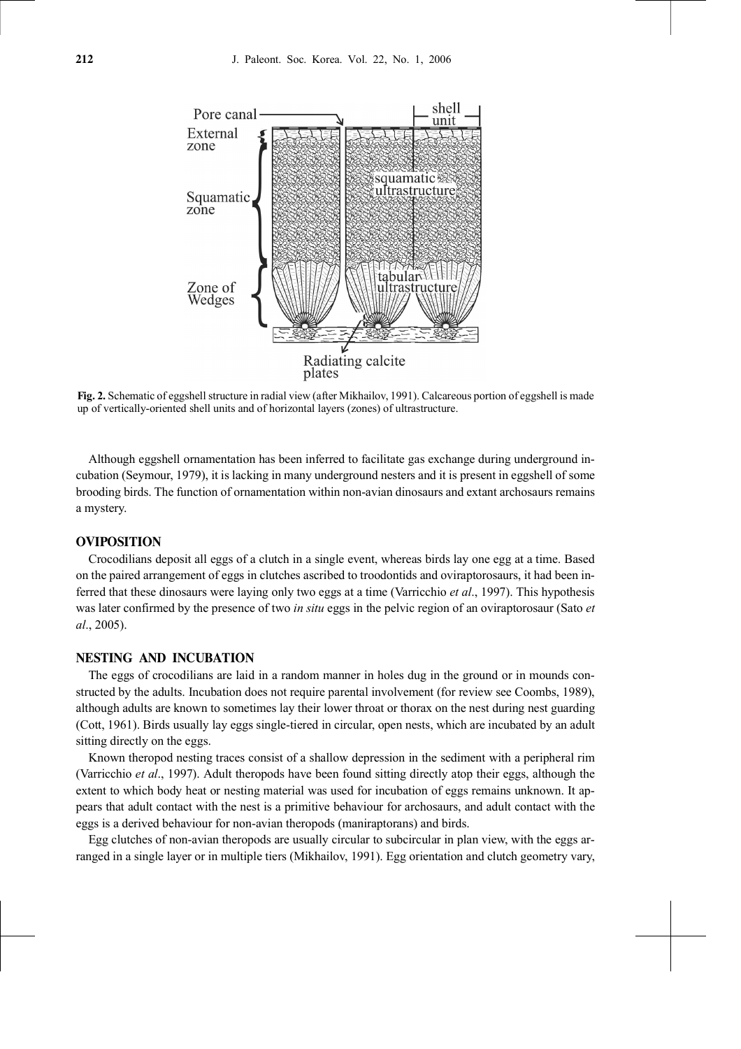**Fig. 2.** Schematic of eggshell structure in radial view (after Mikhailov, 1991). Calcareous portion of eggshell is made up of vertically-oriented shell units and of horizontal layers (zones) of ultrastructure.

Although eggshell ornamentation has been inferred to facilitate gas exchange during underground incubation (Seymour, 1979), it is lacking in many underground nesters and it is present in eggshell of some brooding birds. The function of ornamentation within non-avian dinosaurs and extant archosaurs remains a mystery.

## OVIPOSITION

Crocodilians deposit all eggs of a clutch in a single event, whereas birds lay one egg at a time. Based on the paired arrangement of eggs in clutches ascribed to troodontids and oviraptorosaurs, it had been inferred that these dinosaurs were laying only two eggs at a time (Varricchio *et al*., 1997). This hypothesis was later confirmed by the presence of two *in situ* eggs in the pelvic region of an oviraptorosaur (Sato *et al*., 2005).

## NESTING AND INCUBATION

The eggs of crocodilians are laid in a random manner in holes dug in the ground or in mounds constructed by the adults. Incubation does not require parental involvement (for review see Coombs, 1989), although adults are known to sometimes lay their lower throat or thorax on the nest during nest guarding (Cott, 1961). Birds usually lay eggs single-tiered in circular, open nests, which are incubated by an adult sitting directly on the eggs.

Known theropod nesting traces consist of a shallow depression in the sediment with a peripheral rim (Varricchio *et al*., 1997). Adult theropods have been found sitting directly atop their eggs, although the extent to which body heat or nesting material was used for incubation of eggs remains unknown. It appears that adult contact with the nest is a primitive behaviour for archosaurs, and adult contact with the eggs is a derived behaviour for non-avian theropods (maniraptorans) and birds.

Egg clutches of non-avian theropods are usually circular to subcircular in plan view, with the eggs arranged in a single layer or in multiple tiers (Mikhailov, 1991). Egg orientation and clutch geometry vary,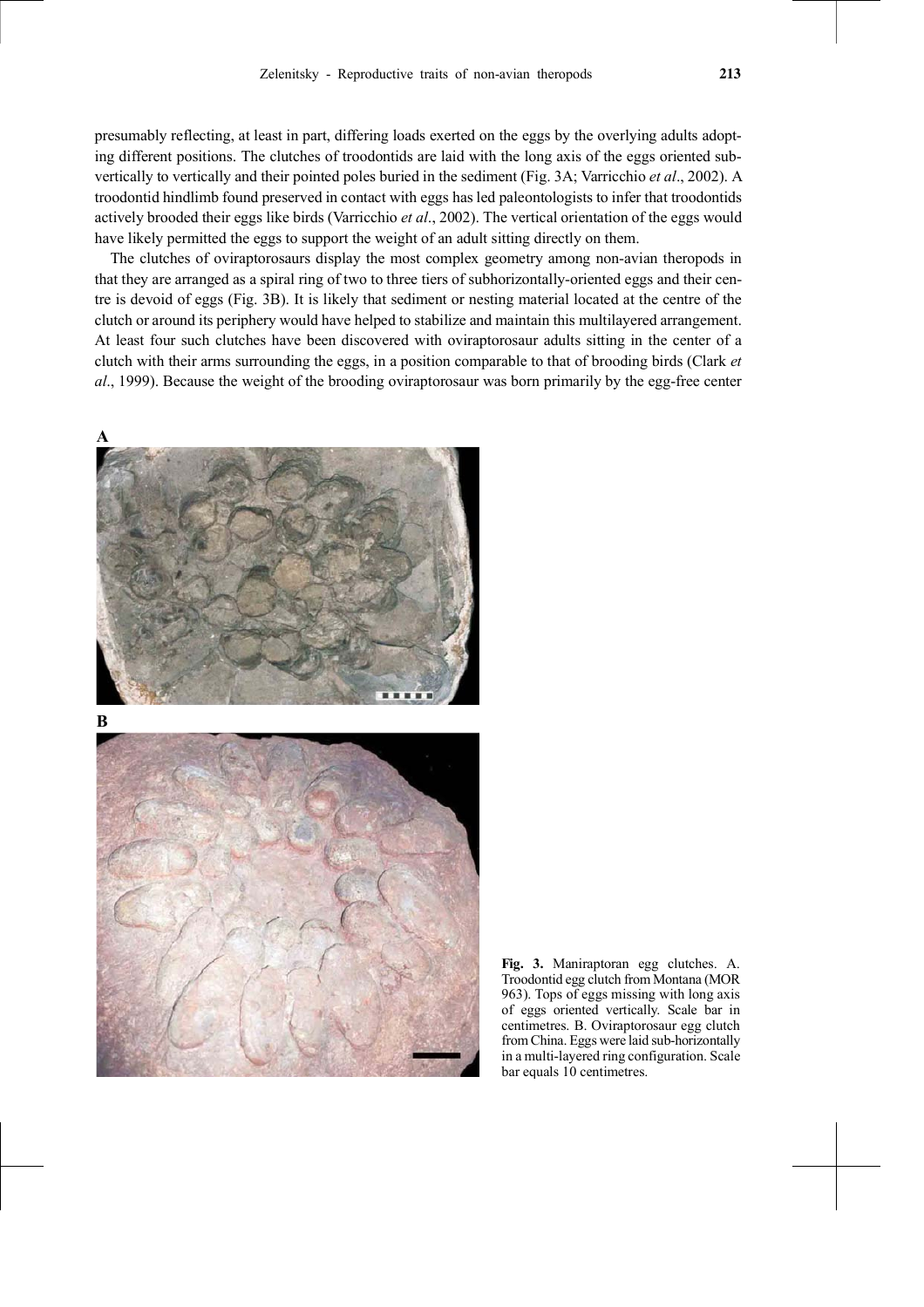presumably reflecting, at least in part, differing loads exerted on the eggs by the overlying adults adopting different positions. The clutches of troodontids are laid with the long axis of the eggs oriented subvertically to vertically and their pointed poles buried in the sediment (Fig. 3A; Varricchio *et al*., 2002). A troodontid hindlimb found preserved in contact with eggs has led paleontologists to infer that troodontids actively brooded their eggs like birds (Varricchio *et al*., 2002). The vertical orientation of the eggs would have likely permitted the eggs to support the weight of an adult sitting directly on them.

The clutches of oviraptorosaurs display the most complex geometry among non-avian theropods in that they are arranged as a spiral ring of two to three tiers of subhorizontally-oriented eggs and their centre is devoid of eggs (Fig. 3B). It is likely that sediment or nesting material located at the centre of the clutch or around its periphery would have helped to stabilize and maintain this multilayered arrangement. At least four such clutches have been discovered with oviraptorosaur adults sitting in the center of a clutch with their arms surrounding the eggs, in a position comparable to that of brooding birds (Clark *et al*., 1999). Because the weight of the brooding oviraptorosaur was born primarily by the egg-free center

**Fig. 3.** Maniraptoran egg clutches. A. Troodontid egg clutch from Montana (MOR 963). Tops of eggs missing with long axis of eggs oriented vertically. Scale bar in centimetres. B. Oviraptorosaur egg clutch from China. Eggs were laid sub-horizontally in a multi-layered ring configuration. Scale bar equals 10 centimetres.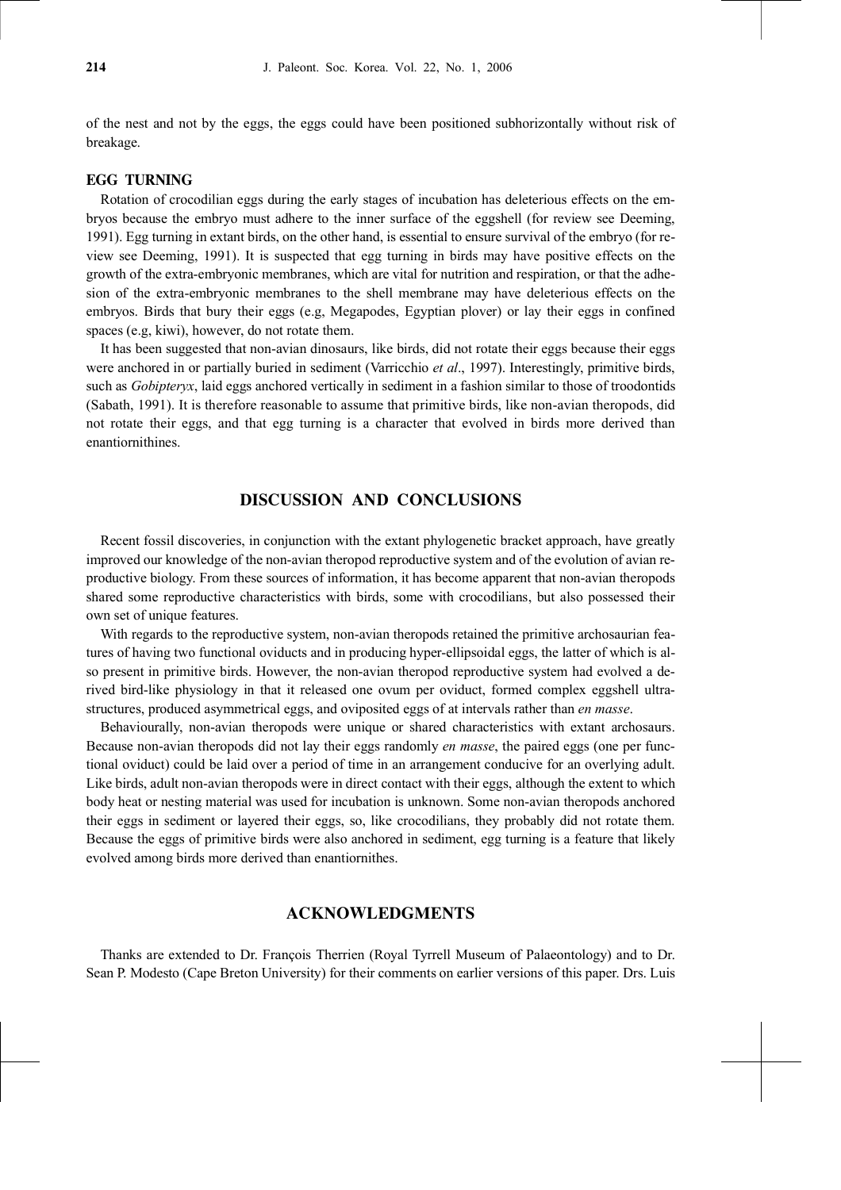of the nest and not by the eggs, the eggs could have been positioned subhorizontally without risk of breakage.

### EGG TURNING

Rotation of crocodilian eggs during the early stages of incubation has deleterious effects on the embryos because the embryo must adhere to the inner surface of the eggshell (for review see Deeming, 1991). Egg turning in extant birds, on the other hand, is essential to ensure survival of the embryo (for review see Deeming, 1991). It is suspected that egg turning in birds may have positive effects on the growth of the extra-embryonic membranes, which are vital for nutrition and respiration, or that the adhesion of the extra-embryonic membranes to the shell membrane may have deleterious effects on the embryos. Birds that bury their eggs (e.g, Megapodes, Egyptian plover) or lay their eggs in confined spaces (e.g, kiwi), however, do not rotate them.

It has been suggested that non-avian dinosaurs, like birds, did not rotate their eggs because their eggs were anchored in or partially buried in sediment (Varricchio *et al*., 1997). Interestingly, primitive birds, such as *Gobipteryx*, laid eggs anchored vertically in sediment in a fashion similar to those of troodontids (Sabath, 1991). It is therefore reasonable to assume that primitive birds, like non-avian theropods, did not rotate their eggs, and that egg turning is a character that evolved in birds more derived than enantiornithines.

## DISCUSSION AND CONCLUSIONS

Recent fossil discoveries, in conjunction with the extant phylogenetic bracket approach, have greatly improved our knowledge of the non-avian theropod reproductive system and of the evolution of avian reproductive biology. From these sources of information, it has become apparent that non-avian theropods shared some reproductive characteristics with birds, some with crocodilians, but also possessed their own set of unique features.

With regards to the reproductive system, non-avian theropods retained the primitive archosaurian features of having two functional oviducts and in producing hyper-ellipsoidal eggs, the latter of which is also present in primitive birds. However, the non-avian theropod reproductive system had evolved a derived bird-like physiology in that it released one ovum per oviduct, formed complex eggshell ultrastructures, produced asymmetrical eggs, and oviposited eggs of at intervals rather than *en masse*.

Behaviourally, non-avian theropods were unique or shared characteristics with extant archosaurs. Because non-avian theropods did not lay their eggs randomly *en masse*, the paired eggs (one per functional oviduct) could be laid over a period of time in an arrangement conducive for an overlying adult. Like birds, adult non-avian theropods were in direct contact with their eggs, although the extent to which body heat or nesting material was used for incubation is unknown. Some non-avian theropods anchored their eggs in sediment or layered their eggs, so, like crocodilians, they probably did not rotate them. Because the eggs of primitive birds were also anchored in sediment, egg turning is a feature that likely evolved among birds more derived than enantiornithes.

## ACKNOWLEDGMENTS

Thanks are extended to Dr. François Therrien (Royal Tyrrell Museum of Palaeontology) and to Dr. Sean P. Modesto (Cape Breton University) for their comments on earlier versions of this paper. Drs. Luis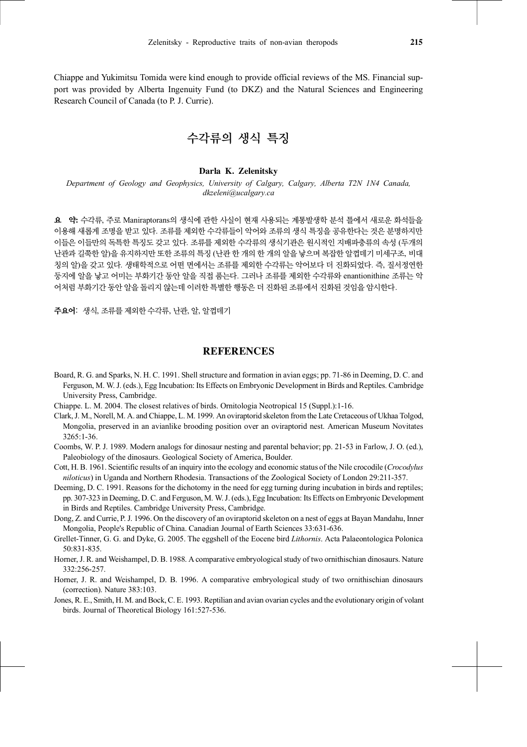Chiappe and Yukimitsu Tomida were kind enough to provide official reviews of the MS. Financial support was provided by Alberta Ingenuity Fund (to DKZ) and the Natural Sciences and Engineering Research Council of Canada (to P. J. Currie).

# 수각류의 생식 특징

**Darla K. Zelenitsky**

*Department of Geology and Geophysics, University of Calgary, Calgary, Alberta T2N 1N4 Canada, dkzeleni@ucalgary.ca*

**요 약:** 수각류, 주로 Maniraptorans의 생식에 관한 사실이 현재 사용되는 계통발생학 분석 틀에서 새로운 화석들을 이용해 새롭게 조명을 받고 있다. 조류를 제외한 수각류들이 악어와 조류의 생식 특징을 공유한다는 것은 분명하지만 이들은 이들만의 독특한 특징도 갖고 있다. 조류를 제외한 수각류의 생식기관은 원시적인 지배파충류의 속성 (두개의 난관과 길쭉한 알)을 유지하지만 또한 조류의 특징 (난관 한 개의 한 개의 알을 낳으며 복잡한 알껍데기 미세구조, 비대칭의 알)을 갖고 있다. 생태학적으로 어떤 면에서는 조류를 제외한 수각류는 악어보다 더 진화되었다. 즉, 질서정연한 둥지에 알을 낳고 어미는 부화기간 동안 알을 직접 품는다. 그러나 조류를 제외한 수각류와 enantionithine 조류는 악어처럼 부화기간 동안 알을 돌리지 않는데 이러한 특별한 행동은 더 진화된 조류에서 진화된 것임을 암시한다.

**주요어**: 생식, 조류를 제외한 수각류, 난관, 알, 알껍데기

## REFERENCES

Board, R. G. and Sparks, N. H. C. 1991. Shell structure and formation in avian eggs; pp. 71-86 in Deeming, D. C. and Ferguson, M. W. J. (eds.), Egg Incubation: Its Effects on Embryonic Development in Birds and Reptiles. Cambridge University Press, Cambridge.

Chiappe. L. M. 2004. The closest relatives of birds. Ornitologia Neotropical 15 (Suppl.):1-16.

Clark, J. M., Norell, M. A. and Chiappe, L. M. 1999. An oviraptorid skeleton from the Late Cretaceous of Ukhaa Tolgod, Mongolia, preserved in an avianlike brooding position over an oviraptorid nest. American Museum Novitates 3265:1-36.

Coombs, W. P. J. 1989. Modern analogs for dinosaur nesting and parental behavior; pp. 21-53 in Farlow, J. O. (ed.), Paleobiology of the dinosaurs. Geological Society of America, Boulder.

Cott, H. B. 1961. Scientific results of an inquiry into the ecology and economic status of the Nile crocodile (*Crocodylus niloticus*) in Uganda and Northern Rhodesia. Transactions of the Zoological Society of London 29:211-357.

Deeming, D. C. 1991. Reasons for the dichotomy in the need for egg turning during incubation in birds and reptiles; pp. 307-323 in Deeming, D. C. and Ferguson, M. W. J. (eds.), Egg Incubation: Its Effects on Embryonic Development in Birds and Reptiles. Cambridge University Press, Cambridge.

Dong, Z. and Currie, P. J. 1996. On the discovery of an oviraptorid skeleton on a nest of eggs at Bayan Mandahu, Inner Mongolia, People's Republic of China. Canadian Journal of Earth Sciences 33:631-636.

Grellet-Tinner, G. G. and Dyke, G. 2005. The eggshell of the Eocene bird *Lithornis*. Acta Palaeontologica Polonica 50:831-835.

Horner, J. R. and Weishampel, D. B. 1988. A comparative embryological study of two ornithischian dinosaurs. Nature 332:256-257.

Horner, J. R. and Weishampel, D. B. 1996. A comparative embryological study of two ornithischian dinosaurs (correction). Nature 383:103.

Jones, R. E., Smith, H. M. and Bock, C. E. 1993. Reptilian and avian ovarian cycles and the evolutionary origin of volant birds. Journal of Theoretical Biology 161:527-536.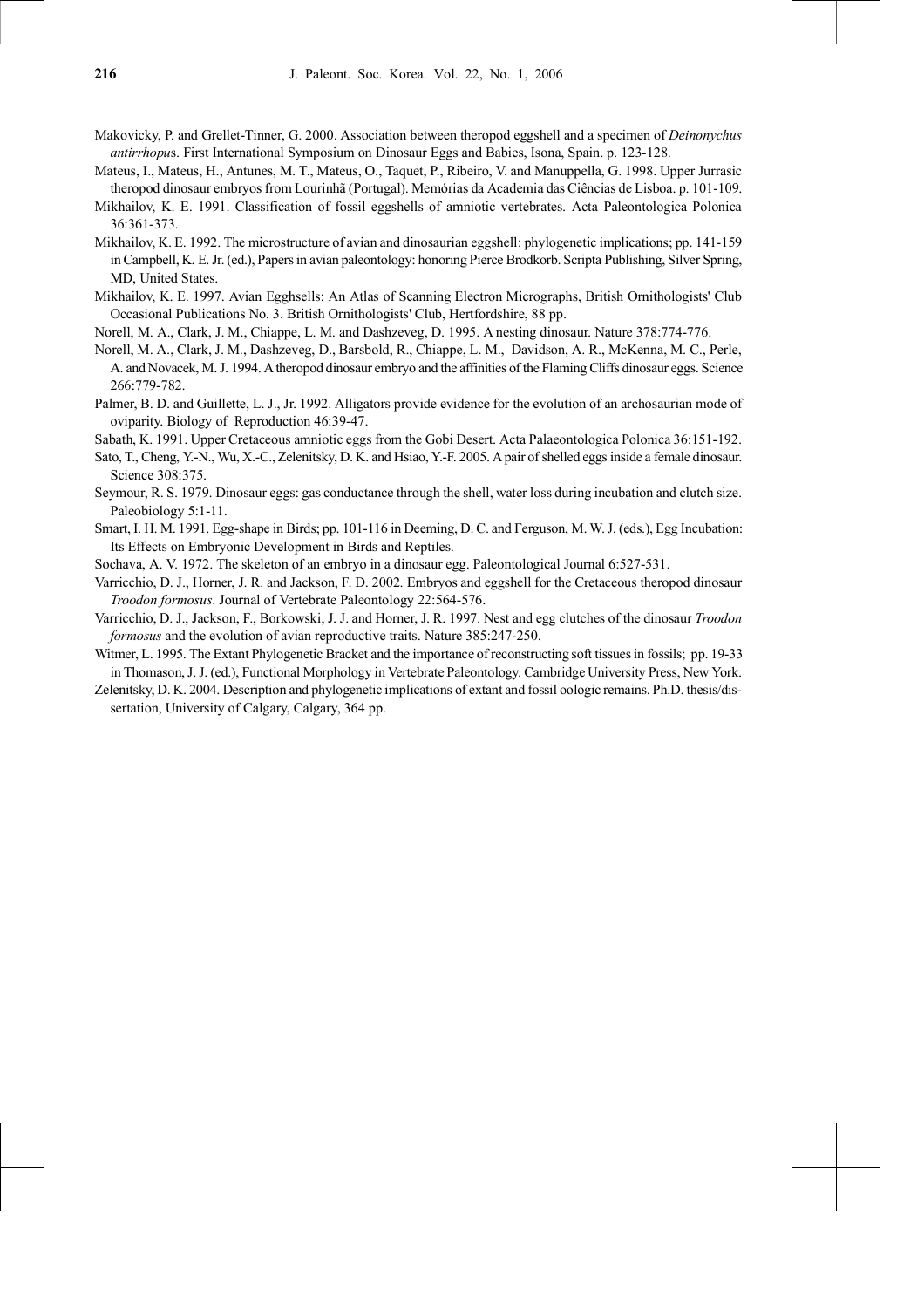Makovicky, P. and Grellet-Tinner, G. 2000. Association between theropod eggshell and a specimen of *Deinonychus antirrhopus*. First International Symposium on Dinosaur Eggs and Babies, Isona, Spain. p. 123-128.

Mateus, I., Mateus, H., Antunes, M. T., Mateus, O., Taquet, P., Ribeiro, V. and Manuppella, G. 1998. Upper Jurrasic theropod dinosaur embryos from Lourinhã (Portugal). Memórias da Academia das Ciências de Lisboa. p. 101-109.

Mikhailov, K. E. 1991. Classification of fossil eggshells of amniotic vertebrates. Acta Paleontologica Polonica 36:361-373.

Mikhailov, K. E. 1992. The microstructure of avian and dinosaurian eggshell: phylogenetic implications; pp. 141-159 in Campbell, K. E. Jr. (ed.), Papers in avian paleontology: honoring Pierce Brodkorb. Scripta Publishing, Silver Spring, MD, United States.

Mikhailov, K. E. 1997. Avian Egghsells: An Atlas of Scanning Electron Micrographs, British Ornithologists' Club Occasional Publications No. 3. British Ornithologists' Club, Hertfordshire, 88 pp.

Norell, M. A., Clark, J. M., Chiappe, L. M. and Dashzeveg, D. 1995. A nesting dinosaur. Nature 378:774-776.

Norell, M. A., Clark, J. M., Dashzeveg, D., Barsbold, R., Chiappe, L. M., Davidson, A. R., McKenna, M. C., Perle, A. and Novacek, M. J. 1994. A theropod dinosaur embryo and the affinities of the Flaming Cliffs dinosaur eggs. Science 266:779-782.

Palmer, B. D. and Guillette, L. J., Jr. 1992. Alligators provide evidence for the evolution of an archosaurian mode of oviparity. Biology of Reproduction 46:39-47.

Sabath, K. 1991. Upper Cretaceous amniotic eggs from the Gobi Desert. Acta Palaeontologica Polonica 36:151-192.

Sato, T., Cheng, Y.-N., Wu, X.-C., Zelenitsky, D. K. and Hsiao, Y.-F. 2005. A pair of shelled eggs inside a female dinosaur. Science 308:375.

Seymour, R. S. 1979. Dinosaur eggs: gas conductance through the shell, water loss during incubation and clutch size. Paleobiology 5:1-11.

Smart, I. H. M. 1991. Egg-shape in Birds; pp. 101-116 in Deeming, D. C. and Ferguson, M. W. J. (eds.), Egg Incubation: Its Effects on Embryonic Development in Birds and Reptiles.

Sochava, A. V. 1972. The skeleton of an embryo in a dinosaur egg. Paleontological Journal 6:527-531.

Varricchio, D. J., Horner, J. R. and Jackson, F. D. 2002. Embryos and eggshell for the Cretaceous theropod dinosaur *Troodon formosus*. Journal of Vertebrate Paleontology 22:564-576.

Varricchio, D. J., Jackson, F., Borkowski, J. J. and Horner, J. R. 1997. Nest and egg clutches of the dinosaur *Troodon formosus* and the evolution of avian reproductive traits. Nature 385:247-250.

Witmer, L. 1995. The Extant Phylogenetic Bracket and the importance of reconstructing soft tissues in fossils; pp. 19-33 in Thomason, J. J. (ed.), Functional Morphology in Vertebrate Paleontology. Cambridge University Press, New York.

Zelenitsky, D. K. 2004. Description and phylogenetic implications of extant and fossil oologic remains. Ph.D. thesis/dissertation, University of Calgary, Calgary, 364 pp.